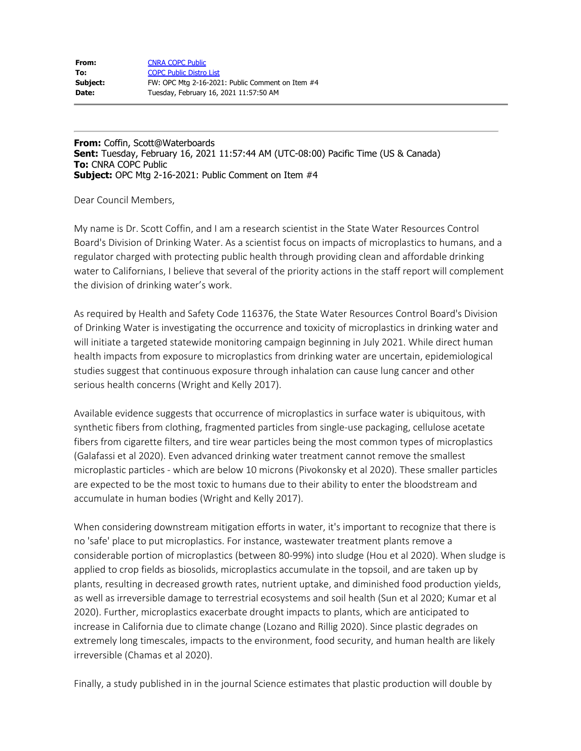| | |
|---|---|
| **From:** | CNRA COPC Public |
| **To:** | COPC Public Distro List |
| **Subject:** | FW: OPC Mtg 2-16-2021: Public Comment on Item #4 |
| **Date:** | Tuesday, February 16, 2021 11:57:50 AM |

---

**From:** Coffin, Scott@Waterboards
**Sent:** Tuesday, February 16, 2021 11:57:44 AM (UTC-08:00) Pacific Time (US & Canada)
**To:** CNRA COPC Public
**Subject:** OPC Mtg 2-16-2021: Public Comment on Item #4

Dear Council Members,

My name is Dr. Scott Coffin, and I am a research scientist in the State Water Resources Control Board's Division of Drinking Water. As a scientist focus on impacts of microplastics to humans, and a regulator charged with protecting public health through providing clean and affordable drinking water to Californians, I believe that several of the priority actions in the staff report will complement the division of drinking water's work.

As required by Health and Safety Code 116376, the State Water Resources Control Board's Division of Drinking Water is investigating the occurrence and toxicity of microplastics in drinking water and will initiate a targeted statewide monitoring campaign beginning in July 2021. While direct human health impacts from exposure to microplastics from drinking water are uncertain, epidemiological studies suggest that continuous exposure through inhalation can cause lung cancer and other serious health concerns (Wright and Kelly 2017).

Available evidence suggests that occurrence of microplastics in surface water is ubiquitous, with synthetic fibers from clothing, fragmented particles from single-use packaging, cellulose acetate fibers from cigarette filters, and tire wear particles being the most common types of microplastics (Galafassi et al 2020). Even advanced drinking water treatment cannot remove the smallest microplastic particles - which are below 10 microns (Pivokonsky et al 2020). These smaller particles are expected to be the most toxic to humans due to their ability to enter the bloodstream and accumulate in human bodies (Wright and Kelly 2017).

When considering downstream mitigation efforts in water, it's important to recognize that there is no 'safe' place to put microplastics. For instance, wastewater treatment plants remove a considerable portion of microplastics (between 80-99%) into sludge (Hou et al 2020). When sludge is applied to crop fields as biosolids, microplastics accumulate in the topsoil, and are taken up by plants, resulting in decreased growth rates, nutrient uptake, and diminished food production yields, as well as irreversible damage to terrestrial ecosystems and soil health (Sun et al 2020; Kumar et al 2020). Further, microplastics exacerbate drought impacts to plants, which are anticipated to increase in California due to climate change (Lozano and Rillig 2020). Since plastic degrades on extremely long timescales, impacts to the environment, food security, and human health are likely irreversible (Chamas et al 2020).

Finally, a study published in in the journal Science estimates that plastic production will double by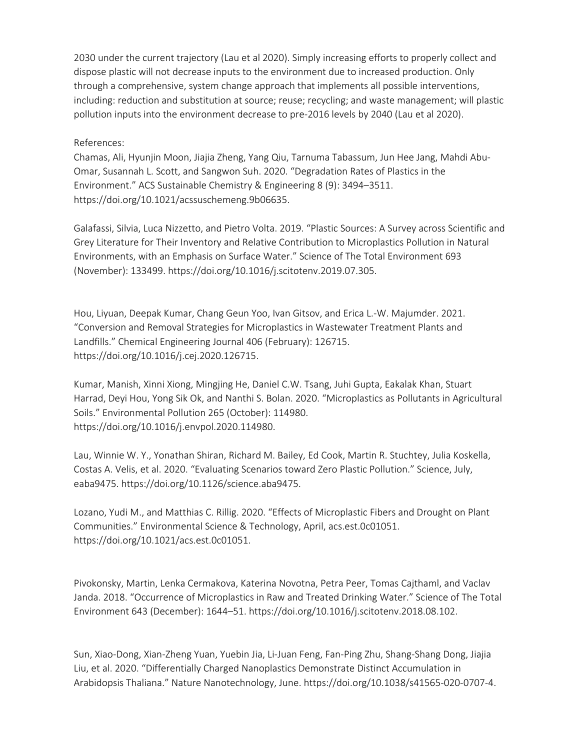2030 under the current trajectory (Lau et al 2020). Simply increasing efforts to properly collect and dispose plastic will not decrease inputs to the environment due to increased production. Only through a comprehensive, system change approach that implements all possible interventions, including: reduction and substitution at source; reuse; recycling; and waste management; will plastic pollution inputs into the environment decrease to pre-2016 levels by 2040 (Lau et al 2020).

References:

Chamas, Ali, Hyunjin Moon, Jiajia Zheng, Yang Qiu, Tarnuma Tabassum, Jun Hee Jang, Mahdi Abu-Omar, Susannah L. Scott, and Sangwon Suh. 2020. "Degradation Rates of Plastics in the Environment." ACS Sustainable Chemistry & Engineering 8 (9): 3494–3511. https://doi.org/10.1021/acssuschemeng.9b06635.

Galafassi, Silvia, Luca Nizzetto, and Pietro Volta. 2019. "Plastic Sources: A Survey across Scientific and Grey Literature for Their Inventory and Relative Contribution to Microplastics Pollution in Natural Environments, with an Emphasis on Surface Water." Science of The Total Environment 693 (November): 133499. https://doi.org/10.1016/j.scitotenv.2019.07.305.

Hou, Liyuan, Deepak Kumar, Chang Geun Yoo, Ivan Gitsov, and Erica L.-W. Majumder. 2021. "Conversion and Removal Strategies for Microplastics in Wastewater Treatment Plants and Landfills." Chemical Engineering Journal 406 (February): 126715. https://doi.org/10.1016/j.cej.2020.126715.

Kumar, Manish, Xinni Xiong, Mingjing He, Daniel C.W. Tsang, Juhi Gupta, Eakalak Khan, Stuart Harrad, Deyi Hou, Yong Sik Ok, and Nanthi S. Bolan. 2020. "Microplastics as Pollutants in Agricultural Soils." Environmental Pollution 265 (October): 114980. https://doi.org/10.1016/j.envpol.2020.114980.

Lau, Winnie W. Y., Yonathan Shiran, Richard M. Bailey, Ed Cook, Martin R. Stuchtey, Julia Koskella, Costas A. Velis, et al. 2020. "Evaluating Scenarios toward Zero Plastic Pollution." Science, July, eaba9475. https://doi.org/10.1126/science.aba9475.

Lozano, Yudi M., and Matthias C. Rillig. 2020. "Effects of Microplastic Fibers and Drought on Plant Communities." Environmental Science & Technology, April, acs.est.0c01051. https://doi.org/10.1021/acs.est.0c01051.

Pivokonsky, Martin, Lenka Cermakova, Katerina Novotna, Petra Peer, Tomas Cajthaml, and Vaclav Janda. 2018. "Occurrence of Microplastics in Raw and Treated Drinking Water." Science of The Total Environment 643 (December): 1644–51. https://doi.org/10.1016/j.scitotenv.2018.08.102.

Sun, Xiao-Dong, Xian-Zheng Yuan, Yuebin Jia, Li-Juan Feng, Fan-Ping Zhu, Shang-Shang Dong, Jiajia Liu, et al. 2020. "Differentially Charged Nanoplastics Demonstrate Distinct Accumulation in Arabidopsis Thaliana." Nature Nanotechnology, June. https://doi.org/10.1038/s41565-020-0707-4.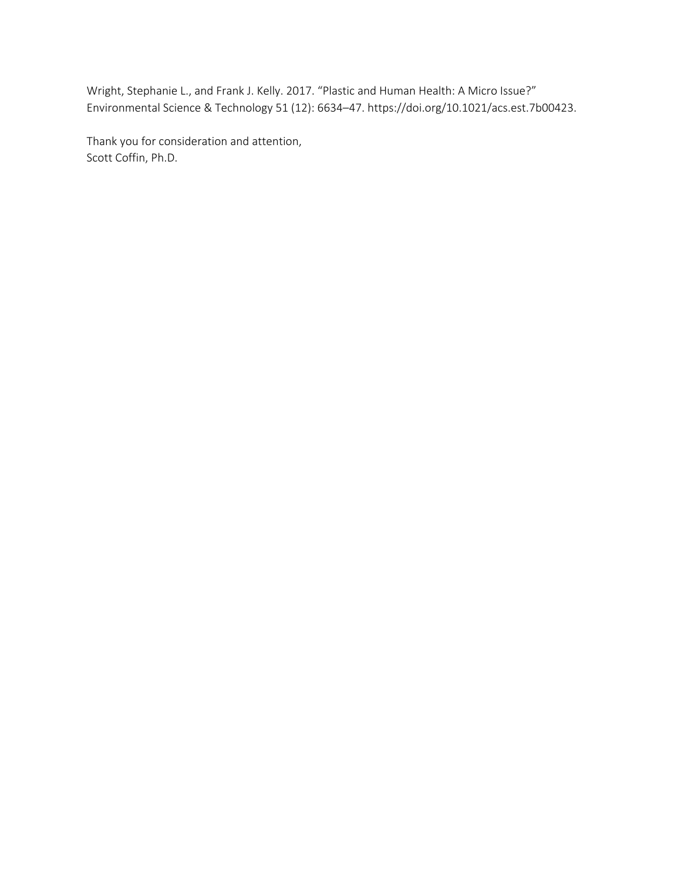Wright, Stephanie L., and Frank J. Kelly. 2017. "Plastic and Human Health: A Micro Issue?" Environmental Science & Technology 51 (12): 6634–47. https://doi.org/10.1021/acs.est.7b00423.

Thank you for consideration and attention,
Scott Coffin, Ph.D.